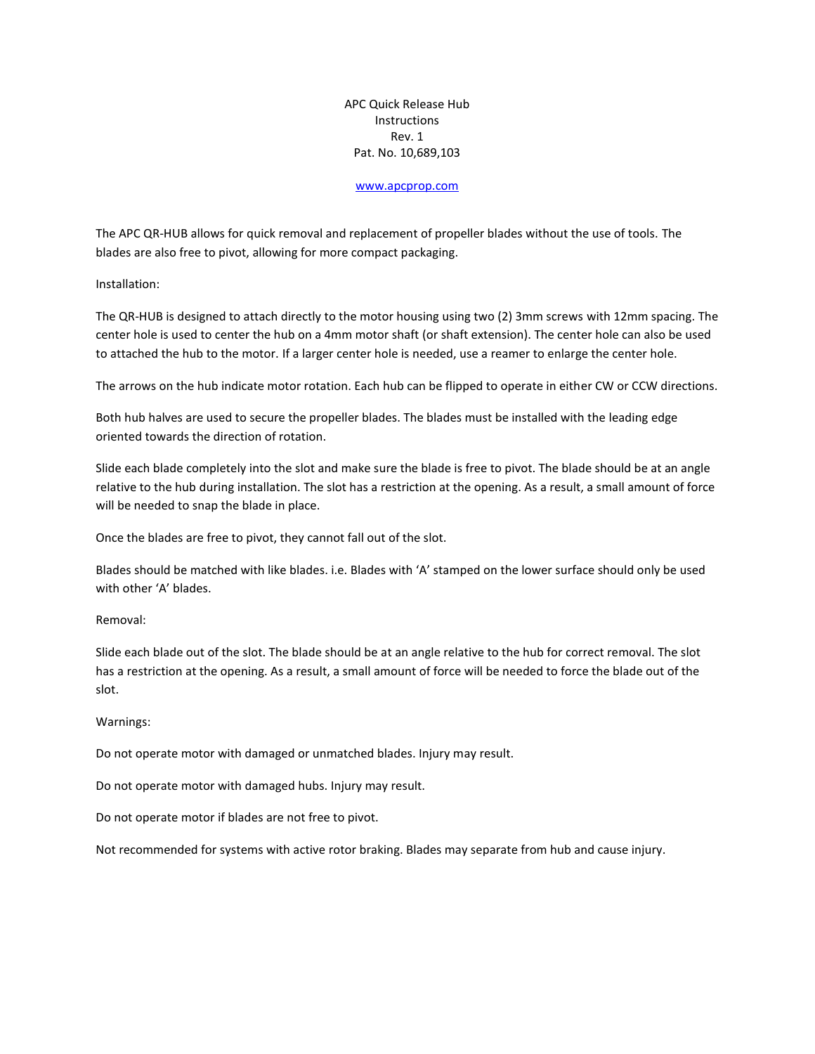# APC Quick Release Hub

Instructions

Rev. 1

Pat. No. 10,689,103

www.apcprop.com

The APC QR-HUB allows for quick removal and replacement of propeller blades without the use of tools. The blades are also free to pivot, allowing for more compact packaging.

## Installation:

The QR-HUB is designed to attach directly to the motor housing using two (2) 3mm screws with 12mm spacing. The center hole is used to center the hub on a 4mm motor shaft (or shaft extension). The center hole can also be used to attached the hub to the motor. If a larger center hole is needed, use a reamer to enlarge the center hole.

The arrows on the hub indicate motor rotation. Each hub can be flipped to operate in either CW or CCW directions.

Both hub halves are used to secure the propeller blades. The blades must be installed with the leading edge oriented towards the direction of rotation.

Slide each blade completely into the slot and make sure the blade is free to pivot. The blade should be at an angle relative to the hub during installation. The slot has a restriction at the opening. As a result, a small amount of force will be needed to snap the blade in place.

Once the blades are free to pivot, they cannot fall out of the slot.

Blades should be matched with like blades. i.e. Blades with 'A' stamped on the lower surface should only be used with other 'A' blades.

## Removal:

Slide each blade out of the slot. The blade should be at an angle relative to the hub for correct removal. The slot has a restriction at the opening. As a result, a small amount of force will be needed to force the blade out of the slot.

## Warnings:

Do not operate motor with damaged or unmatched blades. Injury may result.

Do not operate motor with damaged hubs. Injury may result.

Do not operate motor if blades are not free to pivot.

Not recommended for systems with active rotor braking. Blades may separate from hub and cause injury.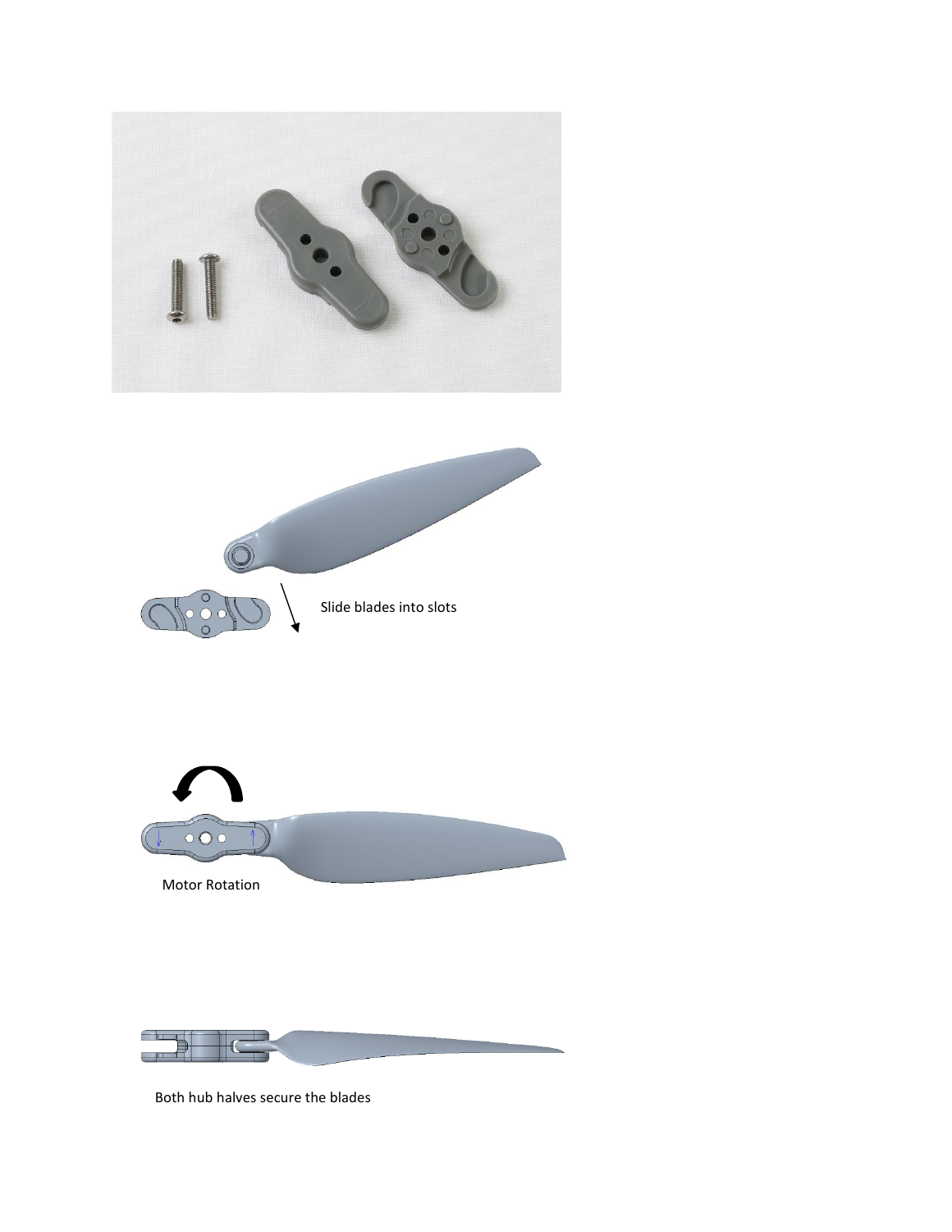Slide blades into slots

Motor Rotation

Both hub halves secure the blades